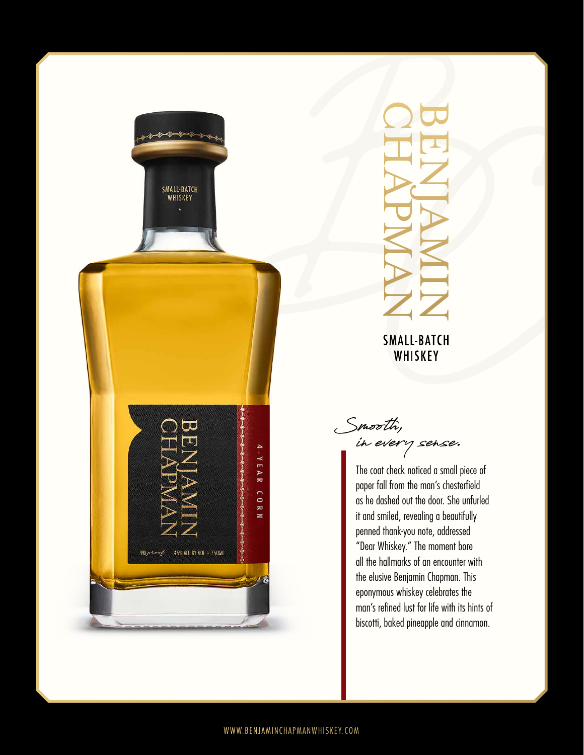# BENJAMIN CHAPMAN

## SMALL-BATCH WHISKEY

*Smooth, in every sense.*

The coat check noticed a small piece of paper fall from the man's chesterfield as he dashed out the door. She unfurled it and smiled, revealing a beautifully penned thank-you note, addressed "Dear Whiskey." The moment bore all the hallmarks of an encounter with the elusive Benjamin Chapman. This eponymous whiskey celebrates the man's refined lust for life with its hints of biscotti, baked pineapple and cinnamon.

WWW.BENJAMINCHAPMANWHISKEY.COM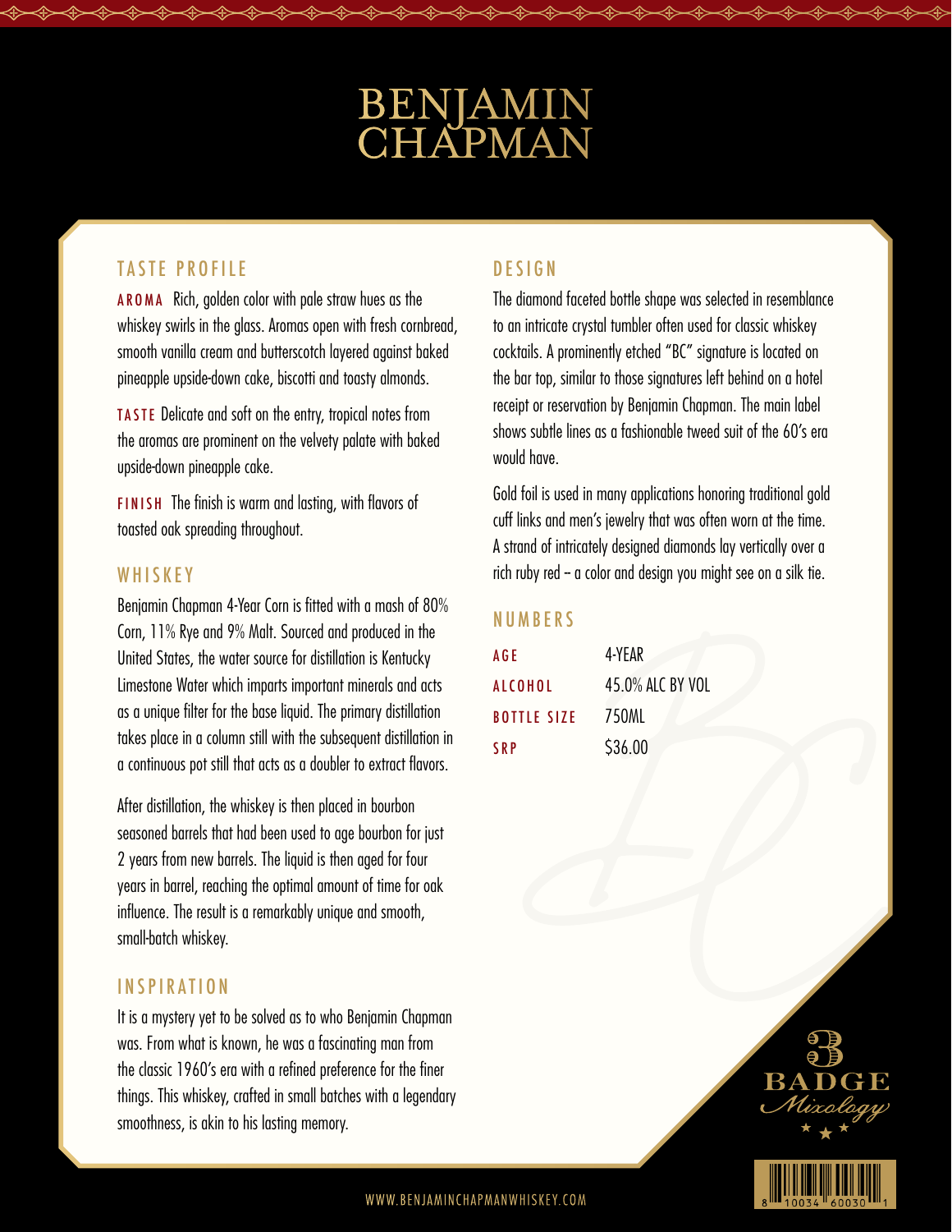# BENJAMIN CHAPMAN

## TASTE PROFILE

**AROMA** Rich, golden color with pale straw hues as the whiskey swirls in the glass. Aromas open with fresh cornbread, smooth vanilla cream and butterscotch layered against baked pineapple upside-down cake, biscotti and toasty almonds.

**TASTE** Delicate and soft on the entry, tropical notes from the aromas are prominent on the velvety palate with baked upside-down pineapple cake.

**FINISH** The finish is warm and lasting, with flavors of toasted oak spreading throughout.

## WHISKEY

Benjamin Chapman 4-Year Corn is fitted with a mash of 80% Corn, 11% Rye and 9% Malt. Sourced and produced in the United States, the water source for distillation is Kentucky Limestone Water which imparts important minerals and acts as a unique filter for the base liquid. The primary distillation takes place in a column still with the subsequent distillation in a continuous pot still that acts as a doubler to extract flavors.

After distillation, the whiskey is then placed in bourbon seasoned barrels that had been used to age bourbon for just 2 years from new barrels. The liquid is then aged for four years in barrel, reaching the optimal amount of time for oak influence. The result is a remarkably unique and smooth, small-batch whiskey.

## INSPIRATION

It is a mystery yet to be solved as to who Benjamin Chapman was. From what is known, he was a fascinating man from the classic 1960's era with a refined preference for the finer things. This whiskey, crafted in small batches with a legendary smoothness, is akin to his lasting memory.

## DESIGN

The diamond faceted bottle shape was selected in resemblance to an intricate crystal tumbler often used for classic whiskey cocktails. A prominently etched "BC" signature is located on the bar top, similar to those signatures left behind on a hotel receipt or reservation by Benjamin Chapman. The main label shows subtle lines as a fashionable tweed suit of the 60's era would have.

Gold foil is used in many applications honoring traditional gold cuff links and men's jewelry that was often worn at the time. A strand of intricately designed diamonds lay vertically over a rich ruby red – a color and design you might see on a silk tie.

## NUMBERS

| | |
|---|---|
| **AGE** | 4-YEAR |
| **ALCOHOL** | 45.0% ALC BY VOL |
| **BOTTLE SIZE** | 750ML |
| **SRP** | $36.00 |

3 BADGE Mixology

8 10034 60030 1

WWW.BENJAMINCHAPMANWHISKEY.COM